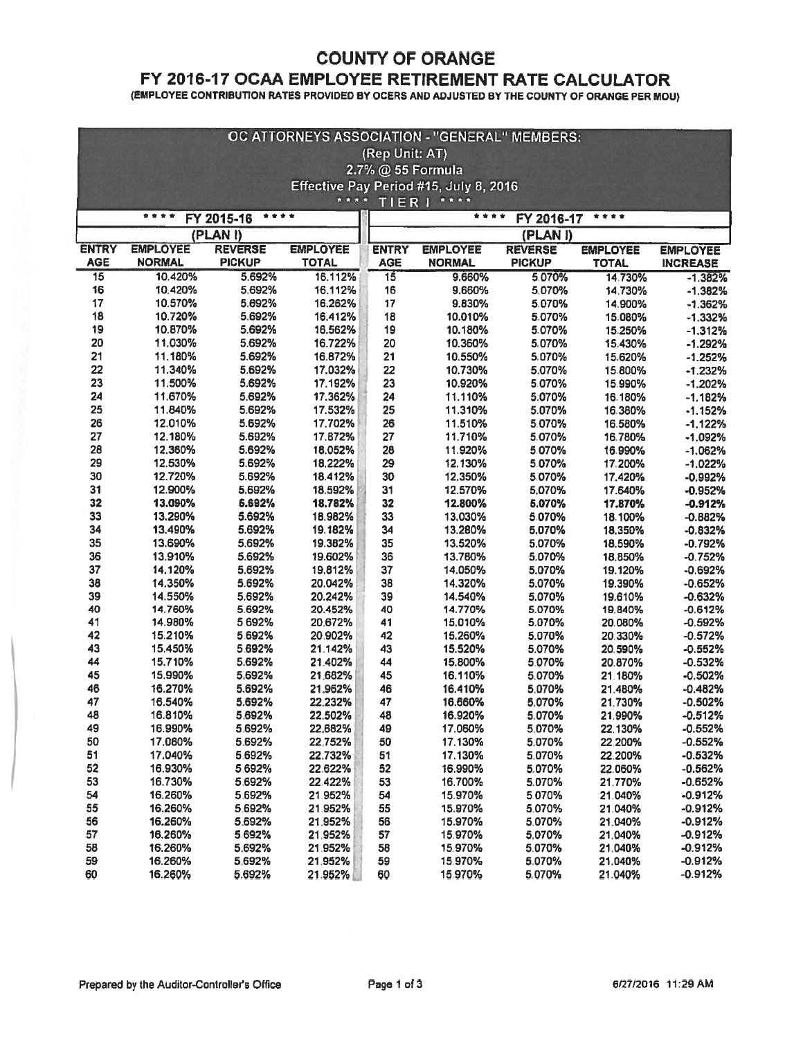# COUNTY OF ORANGE

## FY 2016-17 OCAA EMPLOYEE RETIREMENT RATE CALCULATOR

**(EMPLOYEE CONTRIBUTION RATES PROVIDED BY OCERS AND ADJUSTED BY THE COUNTY OF ORANGE PER MOU)**

**OC ATTORNEYS ASSOCIATION - "GENERAL" MEMBERS:**
(Rep Unit: AT)
2.7% @ 55 Formula
Effective Pay Period #15, July 8, 2016
**** TIER I ****

| **** FY 2015-16 **** | | | | **** FY 2016-17 **** | | | | |
|---|---|---|---|---|---|---|---|---|
| (PLAN I) | | | | (PLAN I) | | | | |
| ENTRY AGE | EMPLOYEE NORMAL | REVERSE PICKUP | EMPLOYEE TOTAL | ENTRY AGE | EMPLOYEE NORMAL | REVERSE PICKUP | EMPLOYEE TOTAL | EMPLOYEE INCREASE |
| 15 | 10.420% | 5.692% | 16.112% | 15 | 9.660% | 5.070% | 14.730% | -1.382% |
| 16 | 10.420% | 5.692% | 16.112% | 16 | 9.660% | 5.070% | 14.730% | -1.382% |
| 17 | 10.570% | 5.692% | 16.262% | 17 | 9.830% | 5.070% | 14.900% | -1.362% |
| 18 | 10.720% | 5.692% | 16.412% | 18 | 10.010% | 5.070% | 15.080% | -1.332% |
| 19 | 10.870% | 5.692% | 16.562% | 19 | 10.180% | 5.070% | 15.250% | -1.312% |
| 20 | 11.030% | 5.692% | 16.722% | 20 | 10.360% | 5.070% | 15.430% | -1.292% |
| 21 | 11.180% | 5.692% | 16.872% | 21 | 10.550% | 5.070% | 15.620% | -1.252% |
| 22 | 11.340% | 5.692% | 17.032% | 22 | 10.730% | 5.070% | 15.800% | -1.232% |
| 23 | 11.500% | 5.692% | 17.192% | 23 | 10.920% | 5.070% | 15.990% | -1.202% |
| 24 | 11.670% | 5.692% | 17.362% | 24 | 11.110% | 5.070% | 16.180% | -1.182% |
| 25 | 11.840% | 5.692% | 17.532% | 25 | 11.310% | 5.070% | 16.380% | -1.152% |
| 26 | 12.010% | 5.692% | 17.702% | 26 | 11.510% | 5.070% | 16.580% | -1.122% |
| 27 | 12.180% | 5.692% | 17.872% | 27 | 11.710% | 5.070% | 16.780% | -1.092% |
| 28 | 12.360% | 5.692% | 18.052% | 28 | 11.920% | 5.070% | 16.990% | -1.062% |
| 29 | 12.530% | 5.692% | 18.222% | 29 | 12.130% | 5.070% | 17.200% | -1.022% |
| 30 | 12.720% | 5.692% | 18.412% | 30 | 12.350% | 5.070% | 17.420% | -0.992% |
| 31 | 12.900% | 5.692% | 18.592% | 31 | 12.570% | 5.070% | 17.640% | -0.952% |
| 32 | 13.090% | 5.692% | 18.782% | 32 | 12.800% | 5.070% | 17.870% | -0.912% |
| 33 | 13.290% | 5.692% | 18.982% | 33 | 13.030% | 5.070% | 18.100% | -0.882% |
| 34 | 13.490% | 5.692% | 19.182% | 34 | 13.280% | 5.070% | 18.350% | -0.832% |
| 35 | 13.690% | 5.692% | 19.382% | 35 | 13.520% | 5.070% | 18.590% | -0.792% |
| 36 | 13.910% | 5.692% | 19.602% | 36 | 13.780% | 5.070% | 18.850% | -0.752% |
| 37 | 14.120% | 5.692% | 19.812% | 37 | 14.050% | 5.070% | 19.120% | -0.692% |
| 38 | 14.350% | 5.692% | 20.042% | 38 | 14.320% | 5.070% | 19.390% | -0.652% |
| 39 | 14.550% | 5.692% | 20.242% | 39 | 14.540% | 5.070% | 19.610% | -0.632% |
| 40 | 14.760% | 5.692% | 20.452% | 40 | 14.770% | 5.070% | 19.840% | -0.612% |
| 41 | 14.980% | 5.692% | 20.672% | 41 | 15.010% | 5.070% | 20.080% | -0.592% |
| 42 | 15.210% | 5.692% | 20.902% | 42 | 15.260% | 5.070% | 20.330% | -0.572% |
| 43 | 15.450% | 5.692% | 21.142% | 43 | 15.520% | 5.070% | 20.590% | -0.552% |
| 44 | 15.710% | 5.692% | 21.402% | 44 | 15.800% | 5.070% | 20.870% | -0.532% |
| 45 | 15.990% | 5.692% | 21.682% | 45 | 16.110% | 5.070% | 21.180% | -0.502% |
| 46 | 16.270% | 5.692% | 21.962% | 46 | 16.410% | 5.070% | 21.480% | -0.482% |
| 47 | 16.540% | 5.692% | 22.232% | 47 | 16.660% | 5.070% | 21.730% | -0.502% |
| 48 | 16.810% | 5.692% | 22.502% | 48 | 16.920% | 5.070% | 21.990% | -0.512% |
| 49 | 16.990% | 5.692% | 22.682% | 49 | 17.060% | 5.070% | 22.130% | -0.552% |
| 50 | 17.060% | 5.692% | 22.752% | 50 | 17.130% | 5.070% | 22.200% | -0.552% |
| 51 | 17.040% | 5.692% | 22.732% | 51 | 17.130% | 5.070% | 22.200% | -0.532% |
| 52 | 16.930% | 5.692% | 22.622% | 52 | 16.990% | 5.070% | 22.060% | -0.562% |
| 53 | 16.730% | 5.692% | 22.422% | 53 | 16.700% | 5.070% | 21.770% | -0.652% |
| 54 | 16.260% | 5.692% | 21.952% | 54 | 15.970% | 5.070% | 21.040% | -0.912% |
| 55 | 16.260% | 5.692% | 21.952% | 55 | 15.970% | 5.070% | 21.040% | -0.912% |
| 56 | 16.260% | 5.692% | 21.952% | 56 | 15.970% | 5.070% | 21.040% | -0.912% |
| 57 | 16.260% | 5.692% | 21.952% | 57 | 15.970% | 5.070% | 21.040% | -0.912% |
| 58 | 16.260% | 5.692% | 21.952% | 58 | 15.970% | 5.070% | 21.040% | -0.912% |
| 59 | 16.260% | 5.692% | 21.952% | 59 | 15.970% | 5.070% | 21.040% | -0.912% |
| 60 | 16.260% | 5.692% | 21.952% | 60 | 15.970% | 5.070% | 21.040% | -0.912% |

Prepared by the Auditor-Controller's Office — 6/27/2016 11:29 AM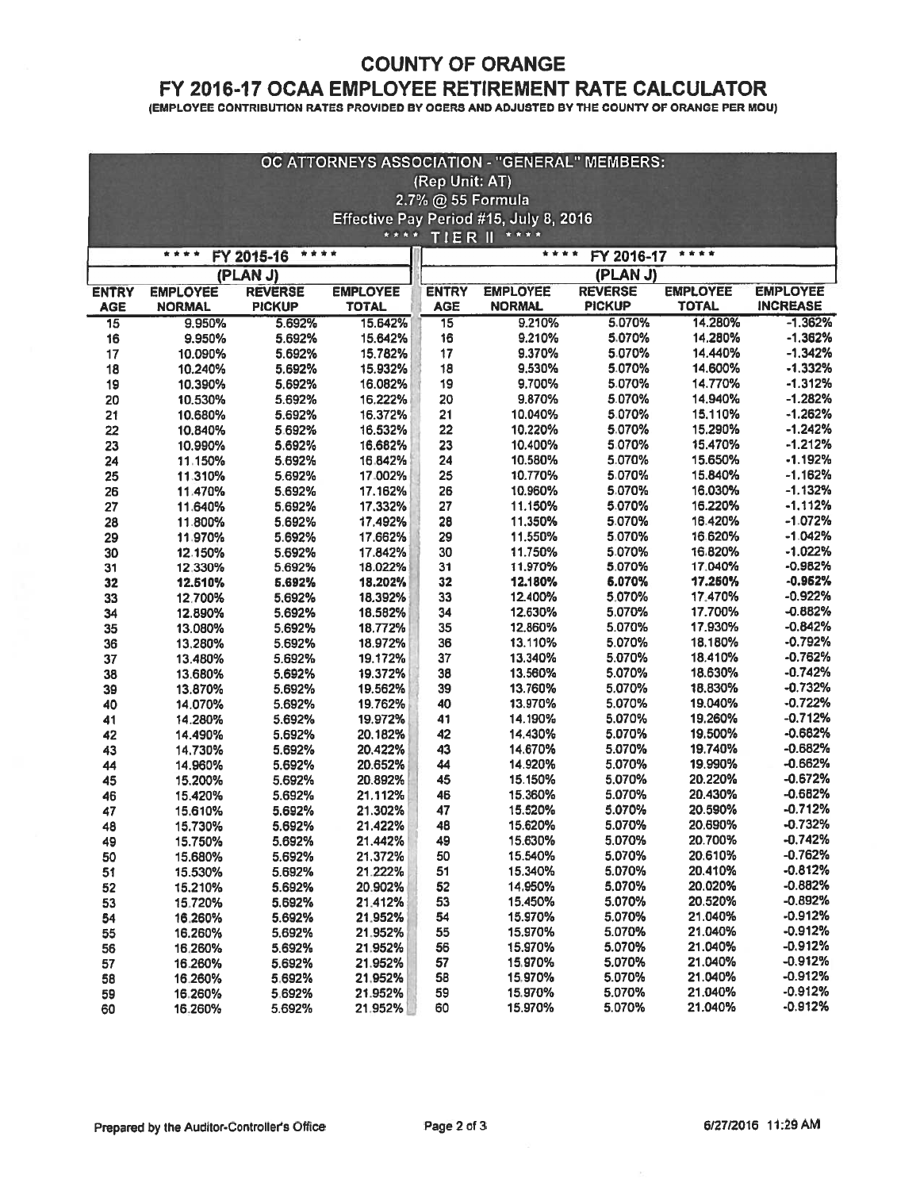# COUNTY OF ORANGE

## FY 2016-17 OCAA EMPLOYEE RETIREMENT RATE CALCULATOR

**(EMPLOYEE CONTRIBUTION RATES PROVIDED BY OCERS AND ADJUSTED BY THE COUNTY OF ORANGE PER MOU)**

| OC ATTORNEYS ASSOCIATION - "GENERAL" MEMBERS: (Rep Unit: AT) 2.7% @ 55 Formula Effective Pay Period #15, July 8, 2016 **** TIER II **** | | | | | | | | |
|---|---|---|---|---|---|---|---|---|
| **** FY 2015-16 **** | | | | **** FY 2016-17 **** | | | | |
| (PLAN J) | | | | (PLAN J) | | | | |
| ENTRY AGE | EMPLOYEE NORMAL | REVERSE PICKUP | EMPLOYEE TOTAL | ENTRY AGE | EMPLOYEE NORMAL | REVERSE PICKUP | EMPLOYEE TOTAL | EMPLOYEE INCREASE |
| 15 | 9.950% | 5.692% | 15.642% | 15 | 9.210% | 5.070% | 14.280% | -1.362% |
| 16 | 9.950% | 5.692% | 15.642% | 16 | 9.210% | 5.070% | 14.280% | -1.362% |
| 17 | 10.090% | 5.692% | 15.782% | 17 | 9.370% | 5.070% | 14.440% | -1.342% |
| 18 | 10.240% | 5.692% | 15.932% | 18 | 9.530% | 5.070% | 14.600% | -1.332% |
| 19 | 10.390% | 5.692% | 16.082% | 19 | 9.700% | 5.070% | 14.770% | -1.312% |
| 20 | 10.530% | 5.692% | 16.222% | 20 | 9.870% | 5.070% | 14.940% | -1.282% |
| 21 | 10.680% | 5.692% | 16.372% | 21 | 10.040% | 5.070% | 15.110% | -1.262% |
| 22 | 10.840% | 5.692% | 16.532% | 22 | 10.220% | 5.070% | 15.290% | -1.242% |
| 23 | 10.990% | 5.692% | 16.682% | 23 | 10.400% | 5.070% | 15.470% | -1.212% |
| 24 | 11.150% | 5.692% | 16.842% | 24 | 10.580% | 5.070% | 15.650% | -1.192% |
| 25 | 11.310% | 5.692% | 17.002% | 25 | 10.770% | 5.070% | 15.840% | -1.162% |
| 26 | 11.470% | 5.692% | 17.162% | 26 | 10.960% | 5.070% | 16.030% | -1.132% |
| 27 | 11.640% | 5.692% | 17.332% | 27 | 11.150% | 5.070% | 16.220% | -1.112% |
| 28 | 11.800% | 5.692% | 17.492% | 28 | 11.350% | 5.070% | 16.420% | -1.072% |
| 29 | 11.970% | 5.692% | 17.662% | 29 | 11.550% | 5.070% | 16.620% | -1.042% |
| 30 | 12.150% | 5.692% | 17.842% | 30 | 11.750% | 5.070% | 16.820% | -1.022% |
| 31 | 12.330% | 5.692% | 18.022% | 31 | 11.970% | 5.070% | 17.040% | -0.982% |
| 32 | 12.510% | 5.692% | 18.202% | 32 | 12.180% | 5.070% | 17.250% | -0.952% |
| 33 | 12.700% | 5.692% | 18.392% | 33 | 12.400% | 5.070% | 17.470% | -0.922% |
| 34 | 12.890% | 5.692% | 18.582% | 34 | 12.630% | 5.070% | 17.700% | -0.882% |
| 35 | 13.080% | 5.692% | 18.772% | 35 | 12.860% | 5.070% | 17.930% | -0.842% |
| 36 | 13.280% | 5.692% | 18.972% | 36 | 13.110% | 5.070% | 18.180% | -0.792% |
| 37 | 13.480% | 5.692% | 19.172% | 37 | 13.340% | 5.070% | 18.410% | -0.762% |
| 38 | 13.680% | 5.692% | 19.372% | 38 | 13.560% | 5.070% | 18.630% | -0.742% |
| 39 | 13.870% | 5.692% | 19.562% | 39 | 13.760% | 5.070% | 18.830% | -0.732% |
| 40 | 14.070% | 5.692% | 19.762% | 40 | 13.970% | 5.070% | 19.040% | -0.722% |
| 41 | 14.280% | 5.692% | 19.972% | 41 | 14.190% | 5.070% | 19.260% | -0.712% |
| 42 | 14.490% | 5.692% | 20.182% | 42 | 14.430% | 5.070% | 19.500% | -0.682% |
| 43 | 14.730% | 5.692% | 20.422% | 43 | 14.670% | 5.070% | 19.740% | -0.682% |
| 44 | 14.960% | 5.692% | 20.652% | 44 | 14.920% | 5.070% | 19.990% | -0.662% |
| 45 | 15.200% | 5.692% | 20.892% | 45 | 15.150% | 5.070% | 20.220% | -0.672% |
| 46 | 15.420% | 5.692% | 21.112% | 46 | 15.360% | 5.070% | 20.430% | -0.682% |
| 47 | 15.610% | 5.692% | 21.302% | 47 | 15.520% | 5.070% | 20.590% | -0.712% |
| 48 | 15.730% | 5.692% | 21.422% | 48 | 15.620% | 5.070% | 20.690% | -0.732% |
| 49 | 15.750% | 5.692% | 21.442% | 49 | 15.630% | 5.070% | 20.700% | -0.742% |
| 50 | 15.680% | 5.692% | 21.372% | 50 | 15.540% | 5.070% | 20.610% | -0.762% |
| 51 | 15.530% | 5.692% | 21.222% | 51 | 15.340% | 5.070% | 20.410% | -0.812% |
| 52 | 15.210% | 5.692% | 20.902% | 52 | 14.950% | 5.070% | 20.020% | -0.882% |
| 53 | 15.720% | 5.692% | 21.412% | 53 | 15.450% | 5.070% | 20.520% | -0.892% |
| 54 | 16.260% | 5.692% | 21.952% | 54 | 15.970% | 5.070% | 21.040% | -0.912% |
| 55 | 16.260% | 5.692% | 21.952% | 55 | 15.970% | 5.070% | 21.040% | -0.912% |
| 56 | 16.260% | 5.692% | 21.952% | 56 | 15.970% | 5.070% | 21.040% | -0.912% |
| 57 | 16.260% | 5.692% | 21.952% | 57 | 15.970% | 5.070% | 21.040% | -0.912% |
| 58 | 16.260% | 5.692% | 21.952% | 58 | 15.970% | 5.070% | 21.040% | -0.912% |
| 59 | 16.260% | 5.692% | 21.952% | 59 | 15.970% | 5.070% | 21.040% | -0.912% |
| 60 | 16.260% | 5.692% | 21.952% | 60 | 15.970% | 5.070% | 21.040% | -0.912% |

Prepared by the Auditor-Controller's Office

6/27/2016 11:29 AM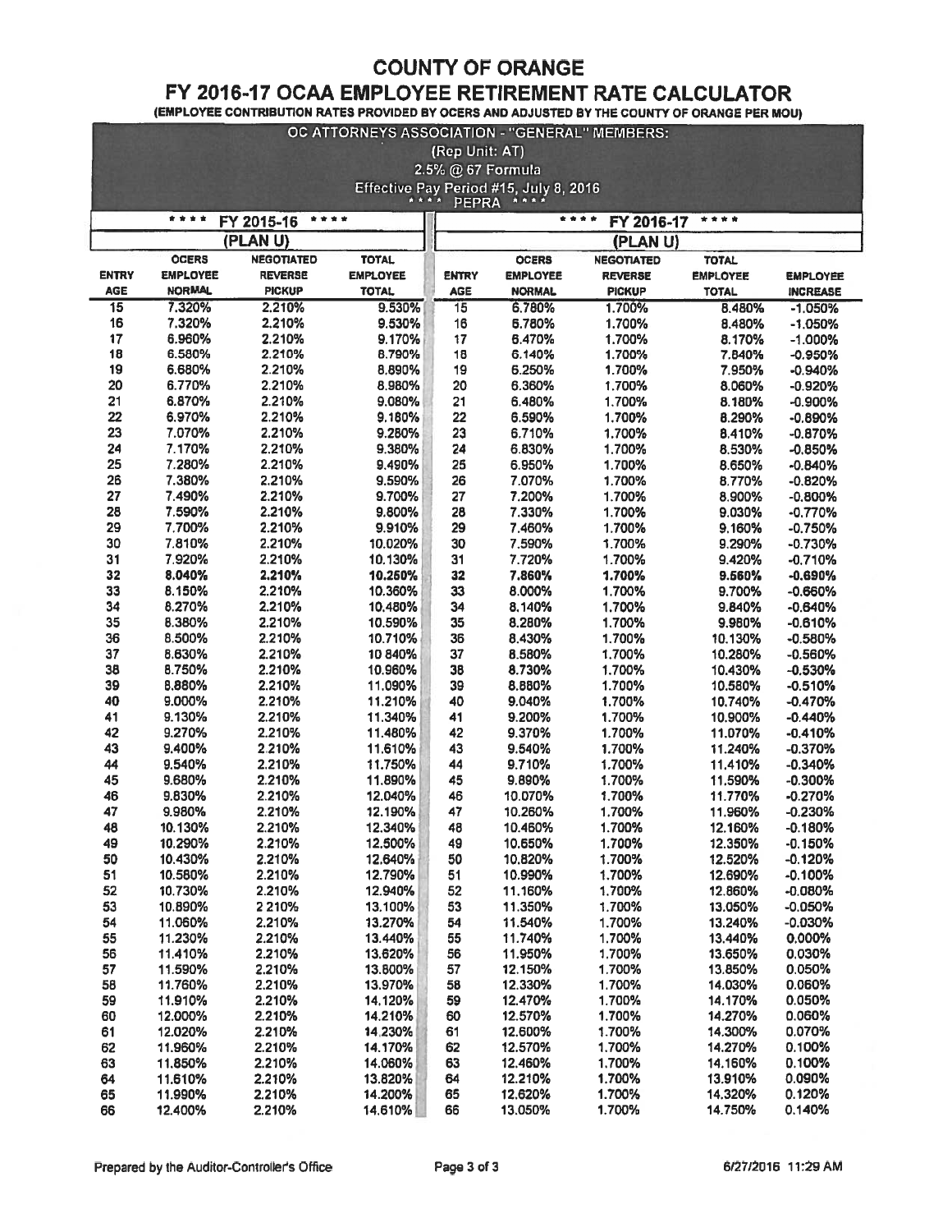# COUNTY OF ORANGE

## FY 2016-17 OCAA EMPLOYEE RETIREMENT RATE CALCULATOR

(EMPLOYEE CONTRIBUTION RATES PROVIDED BY OCERS AND ADJUSTED BY THE COUNTY OF ORANGE PER MOU)

**OC ATTORNEYS ASSOCIATION - "GENERAL" MEMBERS:**

(Rep Unit: AT)

2.5% @ 67 Formula

Effective Pay Period #15, July 8, 2016

**** PEPRA ****

| **** FY 2015-16 **** | | | | **** FY 2016-17 **** | | | | |
|---|---|---|---|---|---|---|---|---|
| (PLAN U) | | | | (PLAN U) | | | | |
| ENTRY AGE | OCERS EMPLOYEE NORMAL | NEGOTIATED REVERSE PICKUP | TOTAL EMPLOYEE TOTAL | ENTRY AGE | OCERS EMPLOYEE NORMAL | NEGOTIATED REVERSE PICKUP | TOTAL EMPLOYEE TOTAL | EMPLOYEE INCREASE |
| 15 | 7.320% | 2.210% | 9.530% | 15 | 6.780% | 1.700% | 8.480% | -1.050% |
| 16 | 7.320% | 2.210% | 9.530% | 16 | 6.780% | 1.700% | 8.480% | -1.050% |
| 17 | 6.960% | 2.210% | 9.170% | 17 | 6.470% | 1.700% | 8.170% | -1.000% |
| 18 | 6.580% | 2.210% | 8.790% | 18 | 6.140% | 1.700% | 7.840% | -0.950% |
| 19 | 6.680% | 2.210% | 8.890% | 19 | 6.250% | 1.700% | 7.950% | -0.940% |
| 20 | 6.770% | 2.210% | 8.980% | 20 | 6.360% | 1.700% | 8.060% | -0.920% |
| 21 | 6.870% | 2.210% | 9.080% | 21 | 6.480% | 1.700% | 8.180% | -0.900% |
| 22 | 6.970% | 2.210% | 9.180% | 22 | 6.590% | 1.700% | 8.290% | -0.890% |
| 23 | 7.070% | 2.210% | 9.280% | 23 | 6.710% | 1.700% | 8.410% | -0.870% |
| 24 | 7.170% | 2.210% | 9.380% | 24 | 6.830% | 1.700% | 8.530% | -0.850% |
| 25 | 7.280% | 2.210% | 9.490% | 25 | 6.950% | 1.700% | 8.650% | -0.840% |
| 26 | 7.380% | 2.210% | 9.590% | 26 | 7.070% | 1.700% | 8.770% | -0.820% |
| 27 | 7.490% | 2.210% | 9.700% | 27 | 7.200% | 1.700% | 8.900% | -0.800% |
| 28 | 7.590% | 2.210% | 9.800% | 28 | 7.330% | 1.700% | 9.030% | -0.770% |
| 29 | 7.700% | 2.210% | 9.910% | 29 | 7.460% | 1.700% | 9.160% | -0.750% |
| 30 | 7.810% | 2.210% | 10.020% | 30 | 7.590% | 1.700% | 9.290% | -0.730% |
| 31 | 7.920% | 2.210% | 10.130% | 31 | 7.720% | 1.700% | 9.420% | -0.710% |
| 32 | 8.040% | 2.210% | 10.250% | 32 | 7.860% | 1.700% | 9.560% | -0.690% |
| 33 | 8.150% | 2.210% | 10.360% | 33 | 8.000% | 1.700% | 9.700% | -0.660% |
| 34 | 8.270% | 2.210% | 10.480% | 34 | 8.140% | 1.700% | 9.840% | -0.640% |
| 35 | 8.380% | 2.210% | 10.590% | 35 | 8.280% | 1.700% | 9.980% | -0.610% |
| 36 | 8.500% | 2.210% | 10.710% | 36 | 8.430% | 1.700% | 10.130% | -0.580% |
| 37 | 8.630% | 2.210% | 10.840% | 37 | 8.580% | 1.700% | 10.280% | -0.560% |
| 38 | 8.750% | 2.210% | 10.960% | 38 | 8.730% | 1.700% | 10.430% | -0.530% |
| 39 | 8.880% | 2.210% | 11.090% | 39 | 8.880% | 1.700% | 10.580% | -0.510% |
| 40 | 9.000% | 2.210% | 11.210% | 40 | 9.040% | 1.700% | 10.740% | -0.470% |
| 41 | 9.130% | 2.210% | 11.340% | 41 | 9.200% | 1.700% | 10.900% | -0.440% |
| 42 | 9.270% | 2.210% | 11.480% | 42 | 9.370% | 1.700% | 11.070% | -0.410% |
| 43 | 9.400% | 2.210% | 11.610% | 43 | 9.540% | 1.700% | 11.240% | -0.370% |
| 44 | 9.540% | 2.210% | 11.750% | 44 | 9.710% | 1.700% | 11.410% | -0.340% |
| 45 | 9.680% | 2.210% | 11.890% | 45 | 9.890% | 1.700% | 11.590% | -0.300% |
| 46 | 9.830% | 2.210% | 12.040% | 46 | 10.070% | 1.700% | 11.770% | -0.270% |
| 47 | 9.980% | 2.210% | 12.190% | 47 | 10.260% | 1.700% | 11.960% | -0.230% |
| 48 | 10.130% | 2.210% | 12.340% | 48 | 10.460% | 1.700% | 12.160% | -0.180% |
| 49 | 10.290% | 2.210% | 12.500% | 49 | 10.650% | 1.700% | 12.350% | -0.150% |
| 50 | 10.430% | 2.210% | 12.640% | 50 | 10.820% | 1.700% | 12.520% | -0.120% |
| 51 | 10.580% | 2.210% | 12.790% | 51 | 10.990% | 1.700% | 12.690% | -0.100% |
| 52 | 10.730% | 2.210% | 12.940% | 52 | 11.160% | 1.700% | 12.860% | -0.080% |
| 53 | 10.890% | 2.210% | 13.100% | 53 | 11.350% | 1.700% | 13.050% | -0.050% |
| 54 | 11.060% | 2.210% | 13.270% | 54 | 11.540% | 1.700% | 13.240% | -0.030% |
| 55 | 11.230% | 2.210% | 13.440% | 55 | 11.740% | 1.700% | 13.440% | 0.000% |
| 56 | 11.410% | 2.210% | 13.620% | 56 | 11.950% | 1.700% | 13.650% | 0.030% |
| 57 | 11.590% | 2.210% | 13.800% | 57 | 12.150% | 1.700% | 13.850% | 0.050% |
| 58 | 11.760% | 2.210% | 13.970% | 58 | 12.330% | 1.700% | 14.030% | 0.060% |
| 59 | 11.910% | 2.210% | 14.120% | 59 | 12.470% | 1.700% | 14.170% | 0.050% |
| 60 | 12.000% | 2.210% | 14.210% | 60 | 12.570% | 1.700% | 14.270% | 0.060% |
| 61 | 12.020% | 2.210% | 14.230% | 61 | 12.600% | 1.700% | 14.300% | 0.070% |
| 62 | 11.960% | 2.210% | 14.170% | 62 | 12.570% | 1.700% | 14.270% | 0.100% |
| 63 | 11.850% | 2.210% | 14.060% | 63 | 12.460% | 1.700% | 14.160% | 0.100% |
| 64 | 11.610% | 2.210% | 13.820% | 64 | 12.210% | 1.700% | 13.910% | 0.090% |
| 65 | 11.990% | 2.210% | 14.200% | 65 | 12.620% | 1.700% | 14.320% | 0.120% |
| 66 | 12.400% | 2.210% | 14.610% | 66 | 13.050% | 1.700% | 14.750% | 0.140% |

Prepared by the Auditor-Controller's Office

6/27/2016 11:29 AM